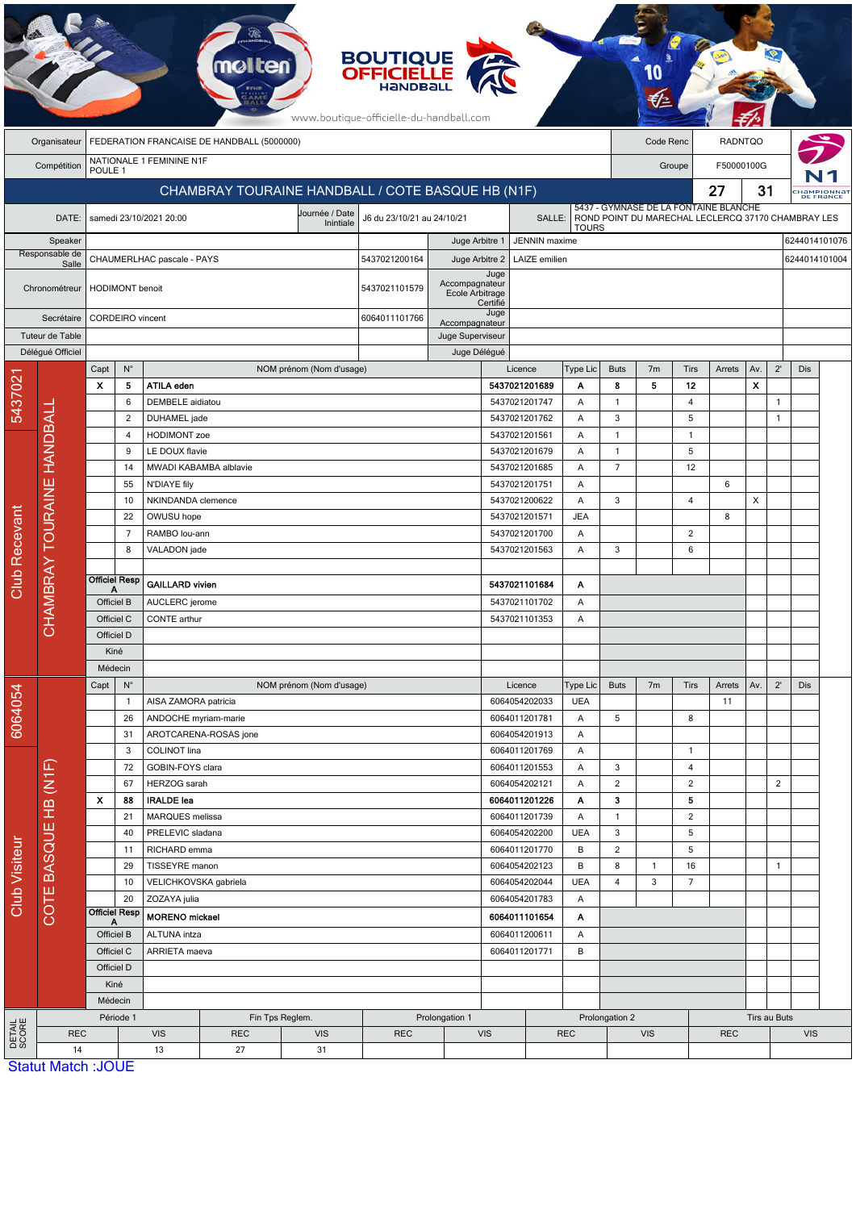BOUTIQUE OFFICIELLE HANDBALL

www.boutique-officielle-du-handball.com

| | | | |
|---|---|---|---|
| Organisateur | FEDERATION FRANCAISE DE HANDBALL (5000000) | Code Renc | RADNTQO |
| Compétition | NATIONALE 1 FEMININE N1F POULE 1 | Groupe | F50000100G |

## CHAMBRAY TOURAINE HANDBALL / COTE BASQUE HB (N1F) 27 31

| | | | | | |
|---|---|---|---|---|---|
| DATE: | samedi 23/10/2021 20:00 | Journée / Date Inintiale | J6 du 23/10/21 au 24/10/21 | SALLE: | 5437 - GYMNASE DE LA FONTAINE BLANCHE ROND POINT DU MARECHAL LECLERCQ 37170 CHAMBRAY LES TOURS |

| | | | | | |
|---|---|---|---|---|---|
| Speaker | | | Juge Arbitre 1 | JENNIN maxime | 6244014101076 |
| Responsable de Salle | CHAUMERLHAC pascale - PAYS | 5437021200164 | Juge Arbitre 2 | LAIZE emilien | 6244014101004 |
| Chronométreur | HODIMONT benoit | 5437021101579 | Juge Accompagnateur Ecole Arbitrage Certifié | | |
| Secrétaire | CORDEIRO vincent | 6064011101766 | Juge Accompagnateur | | |
| Tuteur de Table | | | Juge Superviseur | | |
| Délégué Officiel | | | Juge Délégué | | |

### Club Recevant : 5437021 CHAMBRAY TOURAINE HANDBALL

| Capt | N° | NOM prénom (Nom d'usage) | Licence | Type Lic | Buts | 7m | Tirs | Arrets | Av. | 2' | Dis |
|---|---|---|---|---|---|---|---|---|---|---|---|
| X | 5 | **ATILA eden** | **5437021201689** | **A** | **8** | **5** | **12** | | **X** | | |
| | 6 | DEMBELE aidiatou | 5437021201747 | A | 1 | | 4 | | | 1 | |
| | 2 | DUHAMEL jade | 5437021201762 | A | 3 | | 5 | | | 1 | |
| | 4 | HODIMONT zoe | 5437021201561 | A | 1 | | 1 | | | | |
| | 9 | LE DOUX flavie | 5437021201679 | A | 1 | | 5 | | | | |
| | 14 | MWADI KABAMBA alblavie | 5437021201685 | A | 7 | | 12 | | | | |
| | 55 | N'DIAYE fily | 5437021201751 | A | | | | 6 | | | |
| | 10 | NKINDANDA clemence | 5437021200622 | A | 3 | | 4 | | X | | |
| | 22 | OWUSU hope | 5437021201571 | JEA | | | | 8 | | | |
| | 7 | RAMBO lou-ann | 5437021201700 | A | | | 2 | | | | |
| | 8 | VALADON jade | 5437021201563 | A | 3 | | 6 | | | | |
| Officiel Resp A | | **GAILLARD vivien** | **5437021101684** | **A** | | | | | | | |
| Officiel B | | AUCLERC jerome | 5437021101702 | A | | | | | | | |
| Officiel C | | CONTE arthur | 5437021101353 | A | | | | | | | |
| Officiel D | | | | | | | | | | | |
| Kiné | | | | | | | | | | | |
| Médecin | | | | | | | | | | | |

### Club Visiteur : 6064054 COTE BASQUE HB (N1F)

| Capt | N° | NOM prénom (Nom d'usage) | Licence | Type Lic | Buts | 7m | Tirs | Arrets | Av. | 2' | Dis |
|---|---|---|---|---|---|---|---|---|---|---|---|
| | 1 | AISA ZAMORA patricia | 6064054202033 | UEA | | | | 11 | | | |
| | 26 | ANDOCHE myriam-marie | 6064011201781 | A | 5 | | 8 | | | | |
| | 31 | AROTCARENA-ROSAS jone | 6064054201913 | A | | | | | | | |
| | 3 | COLINOT lina | 6064011201769 | A | | | 1 | | | | |
| | 72 | GOBIN-FOYS clara | 6064011201553 | A | 3 | | 4 | | | | |
| | 67 | HERZOG sarah | 6064054202121 | A | 2 | | 2 | | | 2 | |
| X | 88 | **IRALDE lea** | **6064011201226** | **A** | **3** | | **5** | | | | |
| | 21 | MARQUES melissa | 6064011201739 | A | 1 | | 2 | | | | |
| | 40 | PRELEVIC sladana | 6064054202200 | UEA | 3 | | 5 | | | | |
| | 11 | RICHARD emma | 6064011201770 | B | 2 | | 5 | | | | |
| | 29 | TISSEYRE manon | 6064054202123 | B | 8 | 1 | 16 | | | 1 | |
| | 10 | VELICHKOVSKA gabriela | 6064054202044 | UEA | 4 | 3 | 7 | | | | |
| | 20 | ZOZAYA julia | 6064054201783 | A | | | | | | | |
| Officiel Resp A | | **MORENO mickael** | **6064011101654** | **A** | | | | | | | |
| Officiel B | | ALTUNA intza | 6064011200611 | A | | | | | | | |
| Officiel C | | ARRIETA maeva | 6064011201771 | B | | | | | | | |
| Officiel D | | | | | | | | | | | |
| Kiné | | | | | | | | | | | |
| Médecin | | | | | | | | | | | |

### DETAIL SCORE

| Période 1 | | Fin Tps Reglem. | | Prolongation 1 | | Prolongation 2 | | Tirs au Buts | |
|---|---|---|---|---|---|---|---|---|---|
| REC | VIS | REC | VIS | REC | VIS | REC | VIS | REC | VIS |
| 14 | 13 | 27 | 31 | | | | | | |

Statut Match :JOUE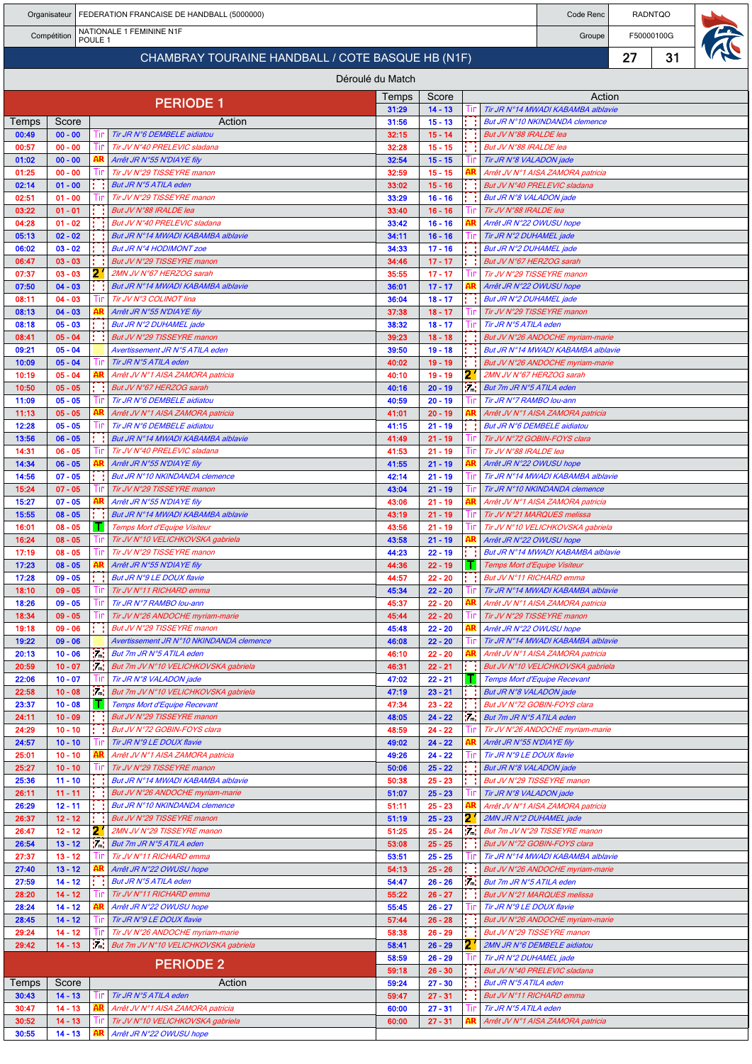| Organisateur | FEDERATION FRANCAISE DE HANDBALL (5000000) | Code Renc | RADNTQO |
|---|---|---|---|
| Compétition | NATIONALE 1 FEMININE N1F POULE 1 | Groupe | F50000100G |

## CHAMBRAY TOURAINE HANDBALL / COTE BASQUE HB (N1F) — 27 / 31

### Déroulé du Match

## PERIODE 1

| Temps | Score | | Action |
|---|---|---|---|
| 00:49 | 00 - 00 | Tir | Tir JR N°6 DEMBELE aidiatou |
| 00:57 | 00 - 00 | Tir | Tir JV N°40 PRELEVIC sladana |
| 01:02 | 00 - 00 | AR | Arrêt JR N°55 N'DIAYE fily |
| 01:25 | 00 - 00 | Tir | Tir JV N°29 TISSEYRE manon |
| 02:14 | 01 - 00 | | But JR N°5 ATILA eden |
| 02:51 | 01 - 00 | Tir | Tir JV N°29 TISSEYRE manon |
| 03:22 | 01 - 01 | | But JV N°88 IRALDE lea |
| 04:28 | 01 - 02 | | But JV N°40 PRELEVIC sladana |
| 05:13 | 02 - 02 | | But JR N°14 MWADI KABAMBA alblavie |
| 06:02 | 03 - 02 | | But JR N°4 HODIMONT zoe |
| 06:47 | 03 - 03 | | But JV N°29 TISSEYRE manon |
| 07:37 | 03 - 03 | 2' | 2MN JV N°67 HERZOG sarah |
| 07:50 | 04 - 03 | | But JR N°14 MWADI KABAMBA alblavie |
| 08:11 | 04 - 03 | Tir | Tir JV N°3 COLINOT lina |
| 08:13 | 04 - 03 | AR | Arrêt JR N°55 N'DIAYE fily |
| 08:18 | 05 - 03 | | But JR N°2 DUHAMEL jade |
| 08:41 | 05 - 04 | | But JV N°29 TISSEYRE manon |
| 09:21 | 05 - 04 | | Avertissement JR N°5 ATILA eden |
| 10:09 | 05 - 04 | Tir | Tir JR N°5 ATILA eden |
| 10:19 | 05 - 04 | AR | Arrêt JV N°1 AISA ZAMORA patricia |
| 10:50 | 05 - 05 | | But JV N°67 HERZOG sarah |
| 11:09 | 05 - 05 | Tir | Tir JR N°6 DEMBELE aidiatou |
| 11:13 | 05 - 05 | AR | Arrêt JV N°1 AISA ZAMORA patricia |
| 12:28 | 05 - 05 | Tir | Tir JR N°6 DEMBELE aidiatou |
| 13:56 | 06 - 05 | | But JR N°14 MWADI KABAMBA alblavie |
| 14:31 | 06 - 05 | Tir | Tir JV N°40 PRELEVIC sladana |
| 14:34 | 06 - 05 | AR | Arrêt JR N°55 N'DIAYE fily |
| 14:56 | 07 - 05 | | But JR N°10 NKINDANDA clemence |
| 15:24 | 07 - 05 | Tir | Tir JV N°29 TISSEYRE manon |
| 15:27 | 07 - 05 | AR | Arrêt JR N°55 N'DIAYE fily |
| 15:55 | 08 - 05 | | But JR N°14 MWADI KABAMBA alblavie |
| 16:01 | 08 - 05 | T | Temps Mort d'Equipe Visiteur |
| 16:24 | 08 - 05 | Tir | Tir JV N°10 VELICHKOVSKA gabriela |
| 17:19 | 08 - 05 | Tir | Tir JV N°29 TISSEYRE manon |
| 17:23 | 08 - 05 | AR | Arrêt JR N°55 N'DIAYE fily |
| 17:28 | 09 - 05 | | But JR N°9 LE DOUX flavie |
| 18:10 | 09 - 05 | Tir | Tir JV N°11 RICHARD emma |
| 18:26 | 09 - 05 | Tir | Tir JR N°7 RAMBO lou-ann |
| 18:34 | 09 - 05 | Tir | Tir JV N°26 ANDOCHE myriam-marie |
| 19:18 | 09 - 06 | | But JV N°29 TISSEYRE manon |
| 19:22 | 09 - 06 | | Avertissement JR N°10 NKINDANDA clemence |
| 20:13 | 10 - 06 | 7m | But 7m JR N°5 ATILA eden |
| 20:59 | 10 - 07 | 7m | But 7m JV N°10 VELICHKOVSKA gabriela |
| 22:06 | 10 - 07 | Tir | Tir JR N°8 VALADON jade |
| 22:58 | 10 - 08 | 7m | But 7m JV N°10 VELICHKOVSKA gabriela |
| 23:37 | 10 - 08 | T | Temps Mort d'Equipe Recevant |
| 24:11 | 10 - 09 | | But JV N°29 TISSEYRE manon |
| 24:29 | 10 - 10 | | But JV N°72 GOBIN-FOYS clara |
| 24:57 | 10 - 10 | Tir | Tir JR N°9 LE DOUX flavie |
| 25:01 | 10 - 10 | AR | Arrêt JV N°1 AISA ZAMORA patricia |
| 25:27 | 10 - 10 | Tir | Tir JV N°29 TISSEYRE manon |
| 25:36 | 11 - 10 | | But JR N°14 MWADI KABAMBA alblavie |
| 26:11 | 11 - 11 | | But JV N°26 ANDOCHE myriam-marie |
| 26:29 | 12 - 11 | | But JR N°10 NKINDANDA clemence |
| 26:37 | 12 - 12 | | But JV N°29 TISSEYRE manon |
| 26:47 | 12 - 12 | 2' | 2MN JV N°29 TISSEYRE manon |
| 26:54 | 13 - 12 | 7m | But 7m JR N°5 ATILA eden |
| 27:37 | 13 - 12 | Tir | Tir JV N°11 RICHARD emma |
| 27:40 | 13 - 12 | AR | Arrêt JR N°22 OWUSU hope |
| 27:59 | 14 - 12 | | But JR N°5 ATILA eden |
| 28:20 | 14 - 12 | Tir | Tir JV N°11 RICHARD emma |
| 28:24 | 14 - 12 | AR | Arrêt JR N°22 OWUSU hope |
| 28:45 | 14 - 12 | Tir | Tir JR N°9 LE DOUX flavie |
| 29:24 | 14 - 12 | Tir | Tir JV N°26 ANDOCHE myriam-marie |
| 29:42 | 14 - 13 | 7m | But 7m JV N°10 VELICHKOVSKA gabriela |

## PERIODE 2

| Temps | Score | | Action |
|---|---|---|---|
| 30:43 | 14 - 13 | Tir | Tir JR N°5 ATILA eden |
| 30:47 | 14 - 13 | AR | Arrêt JV N°1 AISA ZAMORA patricia |
| 30:52 | 14 - 13 | Tir | Tir JV N°10 VELICHKOVSKA gabriela |
| 30:55 | 14 - 13 | AR | Arrêt JR N°22 OWUSU hope |
| 31:29 | 14 - 13 | Tir | Tir JR N°14 MWADI KABAMBA alblavie |
| 31:56 | 15 - 13 | | But JR N°10 NKINDANDA clemence |
| 32:15 | 15 - 14 | | But JV N°88 IRALDE lea |
| 32:28 | 15 - 15 | | But JV N°88 IRALDE lea |
| 32:54 | 15 - 15 | Tir | Tir JR N°8 VALADON jade |
| 32:59 | 15 - 15 | AR | Arrêt JV N°1 AISA ZAMORA patricia |
| 33:02 | 15 - 16 | | But JV N°40 PRELEVIC sladana |
| 33:29 | 16 - 16 | | But JR N°8 VALADON jade |
| 33:40 | 16 - 16 | Tir | Tir JV N°88 IRALDE lea |
| 33:42 | 16 - 16 | AR | Arrêt JR N°22 OWUSU hope |
| 34:11 | 16 - 16 | Tir | Tir JR N°2 DUHAMEL jade |
| 34:33 | 17 - 16 | | But JR N°2 DUHAMEL jade |
| 34:46 | 17 - 17 | | But JV N°67 HERZOG sarah |
| 35:55 | 17 - 17 | Tir | Tir JV N°29 TISSEYRE manon |
| 36:01 | 17 - 17 | AR | Arrêt JR N°22 OWUSU hope |
| 36:04 | 18 - 17 | | But JR N°2 DUHAMEL jade |
| 37:38 | 18 - 17 | Tir | Tir JV N°29 TISSEYRE manon |
| 38:32 | 18 - 17 | Tir | Tir JR N°5 ATILA eden |
| 39:23 | 18 - 18 | | But JV N°26 ANDOCHE myriam-marie |
| 39:50 | 19 - 18 | | But JR N°14 MWADI KABAMBA alblavie |
| 40:02 | 19 - 19 | | But JV N°26 ANDOCHE myriam-marie |
| 40:10 | 19 - 19 | 2' | 2MN JV N°67 HERZOG sarah |
| 40:16 | 20 - 19 | 7m | But 7m JR N°5 ATILA eden |
| 40:59 | 20 - 19 | Tir | Tir JR N°7 RAMBO lou-ann |
| 41:01 | 20 - 19 | AR | Arrêt JV N°1 AISA ZAMORA patricia |
| 41:15 | 21 - 19 | | But JR N°6 DEMBELE aidiatou |
| 41:49 | 21 - 19 | Tir | Tir JV N°72 GOBIN-FOYS clara |
| 41:53 | 21 - 19 | Tir | Tir JV N°88 IRALDE lea |
| 41:55 | 21 - 19 | AR | Arrêt JR N°22 OWUSU hope |
| 42:14 | 21 - 19 | Tir | Tir JR N°14 MWADI KABAMBA alblavie |
| 43:04 | 21 - 19 | Tir | Tir JR N°10 NKINDANDA clemence |
| 43:06 | 21 - 19 | AR | Arrêt JV N°1 AISA ZAMORA patricia |
| 43:19 | 21 - 19 | Tir | Tir JV N°21 MARQUES melissa |
| 43:56 | 21 - 19 | Tir | Tir JV N°10 VELICHKOVSKA gabriela |
| 43:58 | 21 - 19 | AR | Arrêt JR N°22 OWUSU hope |
| 44:23 | 22 - 19 | | But JR N°14 MWADI KABAMBA alblavie |
| 44:36 | 22 - 19 | T | Temps Mort d'Equipe Visiteur |
| 44:57 | 22 - 20 | | But JV N°11 RICHARD emma |
| 45:34 | 22 - 20 | Tir | Tir JR N°14 MWADI KABAMBA alblavie |
| 45:37 | 22 - 20 | AR | Arrêt JV N°1 AISA ZAMORA patricia |
| 45:44 | 22 - 20 | Tir | Tir JV N°29 TISSEYRE manon |
| 45:48 | 22 - 20 | AR | Arrêt JR N°22 OWUSU hope |
| 46:08 | 22 - 20 | Tir | Tir JR N°14 MWADI KABAMBA alblavie |
| 46:10 | 22 - 20 | AR | Arrêt JV N°1 AISA ZAMORA patricia |
| 46:31 | 22 - 21 | | But JV N°10 VELICHKOVSKA gabriela |
| 47:02 | 22 - 21 | T | Temps Mort d'Equipe Recevant |
| 47:19 | 23 - 21 | | But JR N°8 VALADON jade |
| 47:34 | 23 - 22 | | But JV N°72 GOBIN-FOYS clara |
| 48:05 | 24 - 22 | 7m | But 7m JR N°5 ATILA eden |
| 48:59 | 24 - 22 | Tir | Tir JV N°26 ANDOCHE myriam-marie |
| 49:02 | 24 - 22 | AR | Arrêt JR N°55 N'DIAYE fily |
| 49:26 | 24 - 22 | Tir | Tir JR N°9 LE DOUX flavie |
| 50:06 | 25 - 22 | | But JR N°8 VALADON jade |
| 50:38 | 25 - 23 | | But JV N°29 TISSEYRE manon |
| 51:07 | 25 - 23 | Tir | Tir JR N°8 VALADON jade |
| 51:11 | 25 - 23 | AR | Arrêt JV N°1 AISA ZAMORA patricia |
| 51:19 | 25 - 23 | 2' | 2MN JR N°2 DUHAMEL jade |
| 51:25 | 25 - 24 | 7m | But 7m JV N°29 TISSEYRE manon |
| 53:08 | 25 - 25 | | But JV N°72 GOBIN-FOYS clara |
| 53:51 | 25 - 25 | Tir | Tir JR N°14 MWADI KABAMBA alblavie |
| 54:13 | 25 - 26 | | But JV N°26 ANDOCHE myriam-marie |
| 54:47 | 26 - 26 | 7m | But 7m JR N°5 ATILA eden |
| 55:22 | 26 - 27 | | But JV N°21 MARQUES melissa |
| 55:45 | 26 - 27 | Tir | Tir JR N°9 LE DOUX flavie |
| 57:44 | 26 - 28 | | But JV N°26 ANDOCHE myriam-marie |
| 58:38 | 26 - 29 | | But JV N°29 TISSEYRE manon |
| 58:41 | 26 - 29 | 2' | 2MN JR N°6 DEMBELE aidiatou |
| 58:59 | 26 - 29 | Tir | Tir JR N°2 DUHAMEL jade |
| 59:18 | 26 - 30 | | But JV N°40 PRELEVIC sladana |
| 59:24 | 27 - 30 | | But JR N°5 ATILA eden |
| 59:47 | 27 - 31 | | But JV N°11 RICHARD emma |
| 60:00 | 27 - 31 | Tir | Tir JR N°5 ATILA eden |
| 60:00 | 27 - 31 | AR | Arrêt JV N°1 AISA ZAMORA patricia |